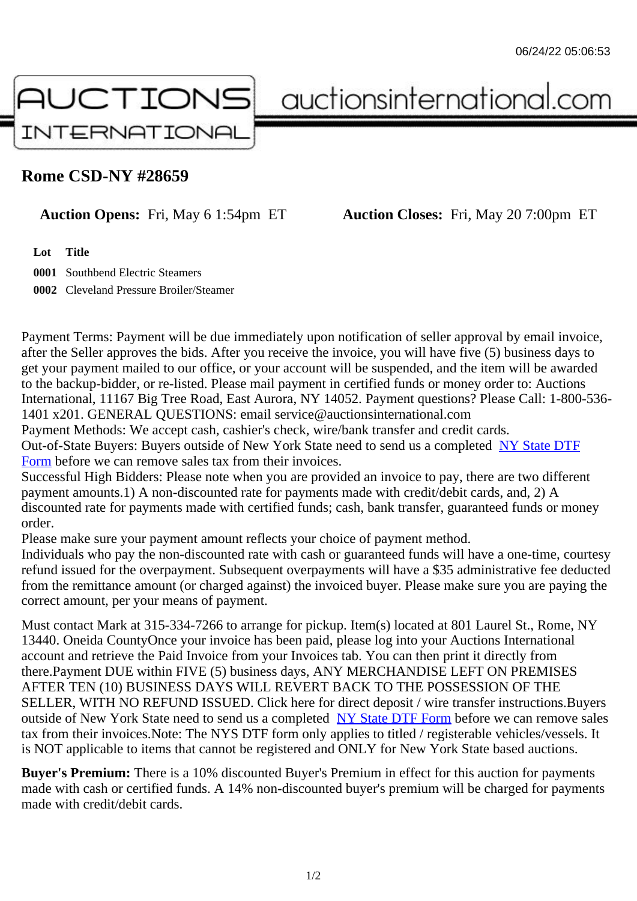06/24/22 05:06:53

AUCTIONS INTERNATIONAL auctionsinternational.com

# Rome CSD-NY #28659

**Auction Opens:** Fri, May 6 1:54pm ET **Auction Closes:** Fri, May 20 7:00pm ET

| Lot | Title |
|---|---|
| **0001** | Southbend Electric Steamers |
| **0002** | Cleveland Pressure Broiler/Steamer |

Payment Terms: Payment will be due immediately upon notification of seller approval by email invoice, after the Seller approves the bids. After you receive the invoice, you will have five (5) business days to get your payment mailed to our office, or your account will be suspended, and the item will be awarded to the backup-bidder, or re-listed. Please mail payment in certified funds or money order to: Auctions International, 11167 Big Tree Road, East Aurora, NY 14052. Payment questions? Please Call: 1-800-536-1401 x201. GENERAL QUESTIONS: email service@auctionsinternational.com
Payment Methods: We accept cash, cashier's check, wire/bank transfer and credit cards.
Out-of-State Buyers: Buyers outside of New York State need to send us a completed NY State DTF Form before we can remove sales tax from their invoices.
Successful High Bidders: Please note when you are provided an invoice to pay, there are two different payment amounts.1) A non-discounted rate for payments made with credit/debit cards, and, 2) A discounted rate for payments made with certified funds; cash, bank transfer, guaranteed funds or money order.
Please make sure your payment amount reflects your choice of payment method.
Individuals who pay the non-discounted rate with cash or guaranteed funds will have a one-time, courtesy refund issued for the overpayment. Subsequent overpayments will have a $35 administrative fee deducted from the remittance amount (or charged against) the invoiced buyer. Please make sure you are paying the correct amount, per your means of payment.

Must contact Mark at 315-334-7266 to arrange for pickup. Item(s) located at 801 Laurel St., Rome, NY 13440. Oneida CountyOnce your invoice has been paid, please log into your Auctions International account and retrieve the Paid Invoice from your Invoices tab. You can then print it directly from there.Payment DUE within FIVE (5) business days, ANY MERCHANDISE LEFT ON PREMISES AFTER TEN (10) BUSINESS DAYS WILL REVERT BACK TO THE POSSESSION OF THE SELLER, WITH NO REFUND ISSUED. Click here for direct deposit / wire transfer instructions.Buyers outside of New York State need to send us a completed NY State DTF Form before we can remove sales tax from their invoices.Note: The NYS DTF form only applies to titled / registerable vehicles/vessels. It is NOT applicable to items that cannot be registered and ONLY for New York State based auctions.

**Buyer's Premium:** There is a 10% discounted Buyer's Premium in effect for this auction for payments made with cash or certified funds. A 14% non-discounted buyer's premium will be charged for payments made with credit/debit cards.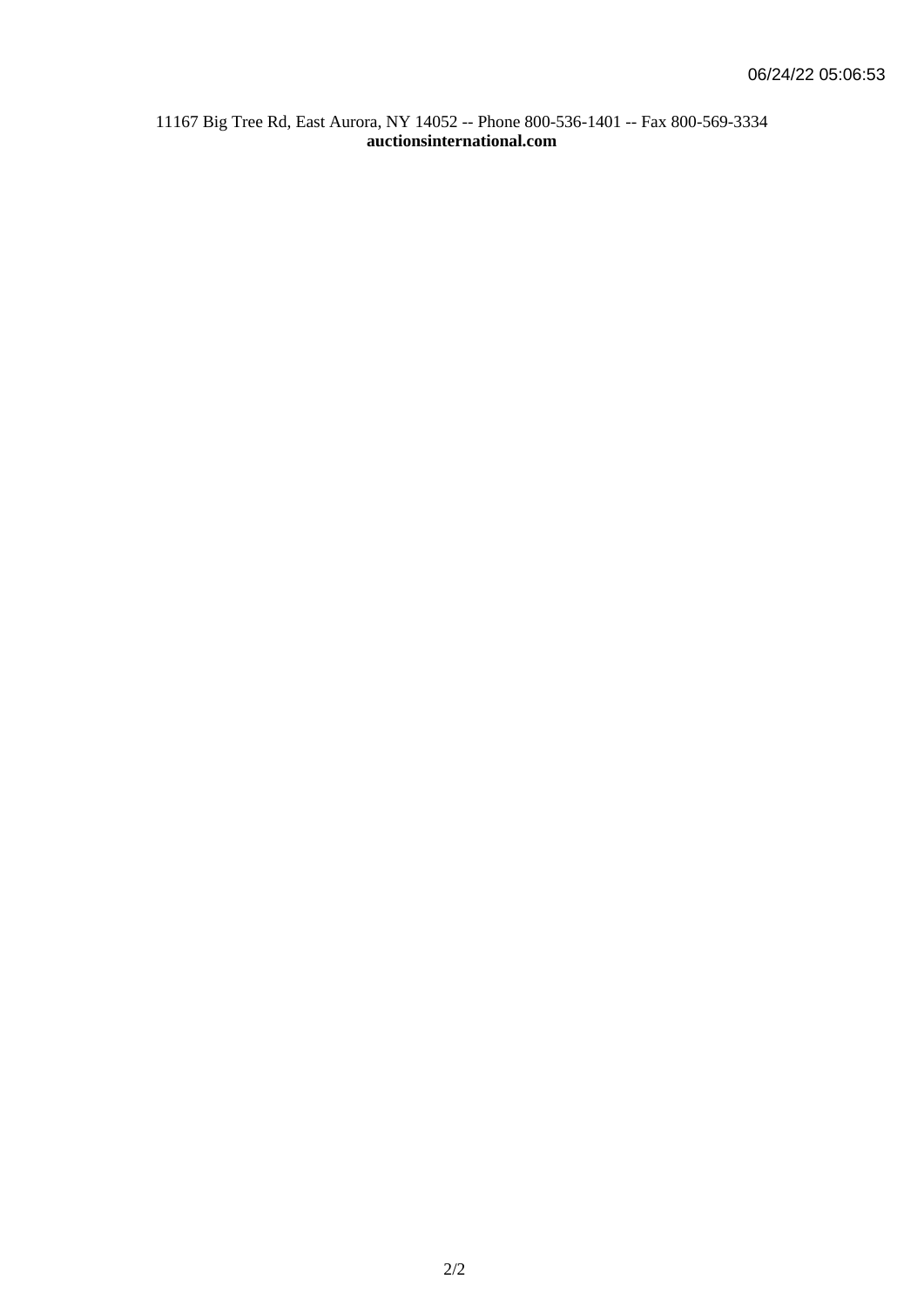11167 Big Tree Rd, East Aurora, NY 14052 -- Phone 800-536-1401 -- Fax 800-569-3334
**auctionsinternational.com**